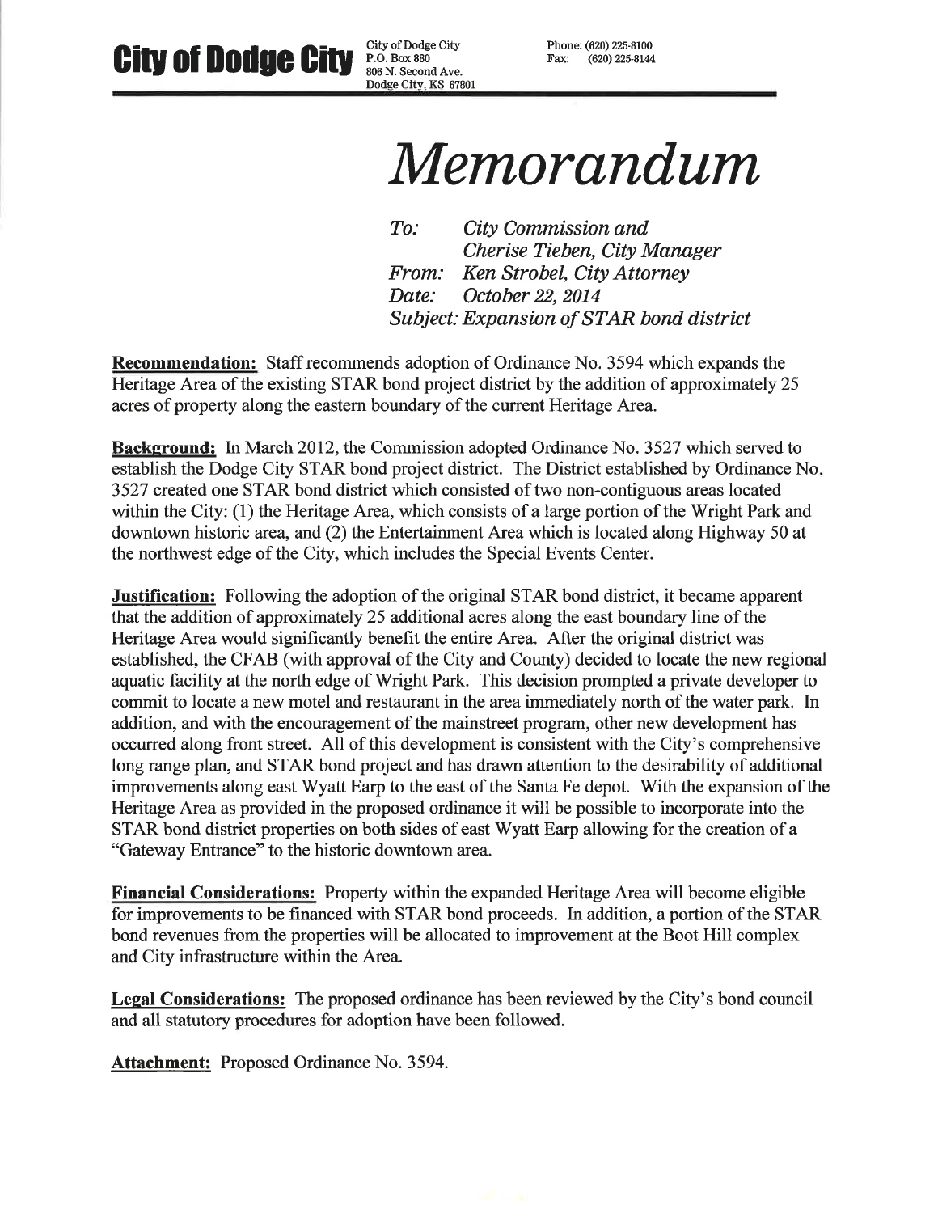**City of Dodge City** City of Dodge City P.O. Box 880 806 N. Second Ave. Dodge City, KS 67801 Phone: (620) 225-8100 Fax: (620) 225-8144

# *Memorandum*

*To:* *City Commission and Cherise Tieben, City Manager*
*From:* *Ken Strobel, City Attorney*
*Date:* *October 22, 2014*
*Subject: Expansion of STAR bond district*

**Recommendation:** Staff recommends adoption of Ordinance No. 3594 which expands the Heritage Area of the existing STAR bond project district by the addition of approximately 25 acres of property along the eastern boundary of the current Heritage Area.

**Background:** In March 2012, the Commission adopted Ordinance No. 3527 which served to establish the Dodge City STAR bond project district. The District established by Ordinance No. 3527 created one STAR bond district which consisted of two non-contiguous areas located within the City: (1) the Heritage Area, which consists of a large portion of the Wright Park and downtown historic area, and (2) the Entertainment Area which is located along Highway 50 at the northwest edge of the City, which includes the Special Events Center.

**Justification:** Following the adoption of the original STAR bond district, it became apparent that the addition of approximately 25 additional acres along the east boundary line of the Heritage Area would significantly benefit the entire Area. After the original district was established, the CFAB (with approval of the City and County) decided to locate the new regional aquatic facility at the north edge of Wright Park. This decision prompted a private developer to commit to locate a new motel and restaurant in the area immediately north of the water park. In addition, and with the encouragement of the mainstreet program, other new development has occurred along front street. All of this development is consistent with the City's comprehensive long range plan, and STAR bond project and has drawn attention to the desirability of additional improvements along east Wyatt Earp to the east of the Santa Fe depot. With the expansion of the Heritage Area as provided in the proposed ordinance it will be possible to incorporate into the STAR bond district properties on both sides of east Wyatt Earp allowing for the creation of a "Gateway Entrance" to the historic downtown area.

**Financial Considerations:** Property within the expanded Heritage Area will become eligible for improvements to be financed with STAR bond proceeds. In addition, a portion of the STAR bond revenues from the properties will be allocated to improvement at the Boot Hill complex and City infrastructure within the Area.

**Legal Considerations:** The proposed ordinance has been reviewed by the City's bond council and all statutory procedures for adoption have been followed.

**Attachment:** Proposed Ordinance No. 3594.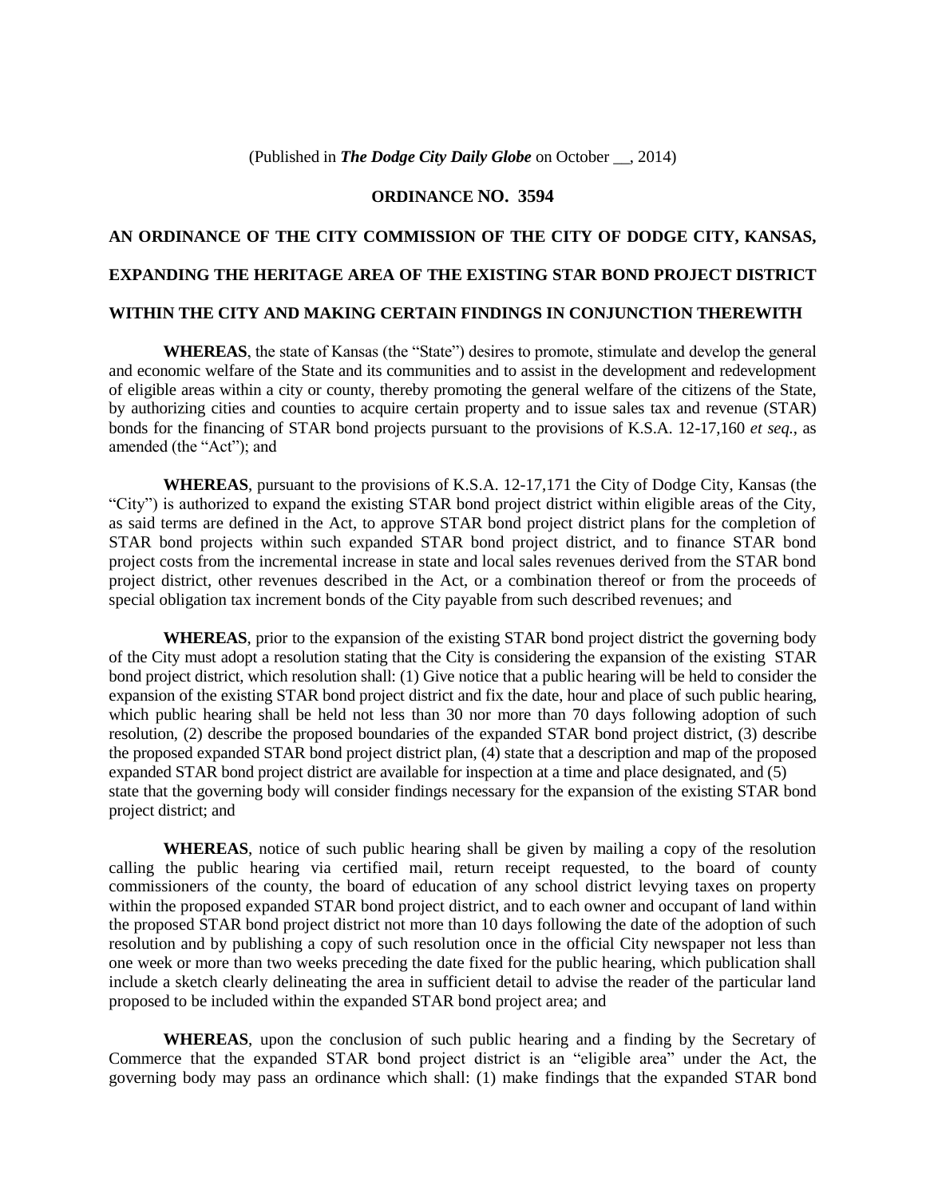(Published in ***The Dodge City Daily Globe*** on October __, 2014)

**ORDINANCE NO. 3594**

**AN ORDINANCE OF THE CITY COMMISSION OF THE CITY OF DODGE CITY, KANSAS, EXPANDING THE HERITAGE AREA OF THE EXISTING STAR BOND PROJECT DISTRICT WITHIN THE CITY AND MAKING CERTAIN FINDINGS IN CONJUNCTION THEREWITH**

**WHEREAS**, the state of Kansas (the "State") desires to promote, stimulate and develop the general and economic welfare of the State and its communities and to assist in the development and redevelopment of eligible areas within a city or county, thereby promoting the general welfare of the citizens of the State, by authorizing cities and counties to acquire certain property and to issue sales tax and revenue (STAR) bonds for the financing of STAR bond projects pursuant to the provisions of K.S.A. 12-17,160 *et seq.*, as amended (the "Act"); and

**WHEREAS**, pursuant to the provisions of K.S.A. 12-17,171 the City of Dodge City, Kansas (the "City") is authorized to expand the existing STAR bond project district within eligible areas of the City, as said terms are defined in the Act, to approve STAR bond project district plans for the completion of STAR bond projects within such expanded STAR bond project district, and to finance STAR bond project costs from the incremental increase in state and local sales revenues derived from the STAR bond project district, other revenues described in the Act, or a combination thereof or from the proceeds of special obligation tax increment bonds of the City payable from such described revenues; and

**WHEREAS**, prior to the expansion of the existing STAR bond project district the governing body of the City must adopt a resolution stating that the City is considering the expansion of the existing STAR bond project district, which resolution shall: (1) Give notice that a public hearing will be held to consider the expansion of the existing STAR bond project district and fix the date, hour and place of such public hearing, which public hearing shall be held not less than 30 nor more than 70 days following adoption of such resolution, (2) describe the proposed boundaries of the expanded STAR bond project district, (3) describe the proposed expanded STAR bond project district plan, (4) state that a description and map of the proposed expanded STAR bond project district are available for inspection at a time and place designated, and (5) state that the governing body will consider findings necessary for the expansion of the existing STAR bond project district; and

**WHEREAS**, notice of such public hearing shall be given by mailing a copy of the resolution calling the public hearing via certified mail, return receipt requested, to the board of county commissioners of the county, the board of education of any school district levying taxes on property within the proposed expanded STAR bond project district, and to each owner and occupant of land within the proposed STAR bond project district not more than 10 days following the date of the adoption of such resolution and by publishing a copy of such resolution once in the official City newspaper not less than one week or more than two weeks preceding the date fixed for the public hearing, which publication shall include a sketch clearly delineating the area in sufficient detail to advise the reader of the particular land proposed to be included within the expanded STAR bond project area; and

**WHEREAS**, upon the conclusion of such public hearing and a finding by the Secretary of Commerce that the expanded STAR bond project district is an "eligible area" under the Act, the governing body may pass an ordinance which shall: (1) make findings that the expanded STAR bond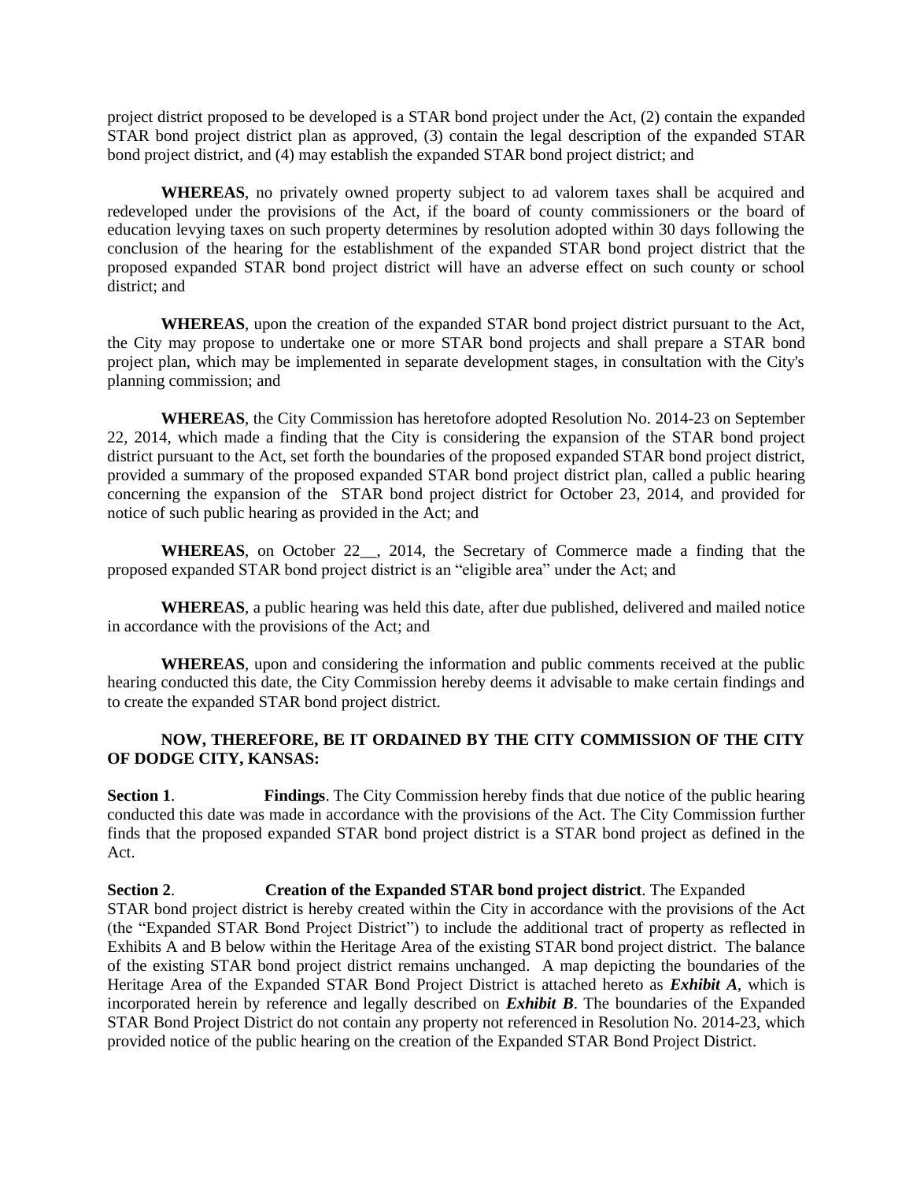project district proposed to be developed is a STAR bond project under the Act, (2) contain the expanded STAR bond project district plan as approved, (3) contain the legal description of the expanded STAR bond project district, and (4) may establish the expanded STAR bond project district; and

**WHEREAS**, no privately owned property subject to ad valorem taxes shall be acquired and redeveloped under the provisions of the Act, if the board of county commissioners or the board of education levying taxes on such property determines by resolution adopted within 30 days following the conclusion of the hearing for the establishment of the expanded STAR bond project district that the proposed expanded STAR bond project district will have an adverse effect on such county or school district; and

**WHEREAS**, upon the creation of the expanded STAR bond project district pursuant to the Act, the City may propose to undertake one or more STAR bond projects and shall prepare a STAR bond project plan, which may be implemented in separate development stages, in consultation with the City's planning commission; and

**WHEREAS**, the City Commission has heretofore adopted Resolution No. 2014-23 on September 22, 2014, which made a finding that the City is considering the expansion of the STAR bond project district pursuant to the Act, set forth the boundaries of the proposed expanded STAR bond project district, provided a summary of the proposed expanded STAR bond project district plan, called a public hearing concerning the expansion of the STAR bond project district for October 23, 2014, and provided for notice of such public hearing as provided in the Act; and

**WHEREAS**, on October 22__, 2014, the Secretary of Commerce made a finding that the proposed expanded STAR bond project district is an "eligible area" under the Act; and

**WHEREAS**, a public hearing was held this date, after due published, delivered and mailed notice in accordance with the provisions of the Act; and

**WHEREAS**, upon and considering the information and public comments received at the public hearing conducted this date, the City Commission hereby deems it advisable to make certain findings and to create the expanded STAR bond project district.

**NOW, THEREFORE, BE IT ORDAINED BY THE CITY COMMISSION OF THE CITY OF DODGE CITY, KANSAS:**

**Section 1**. **Findings**. The City Commission hereby finds that due notice of the public hearing conducted this date was made in accordance with the provisions of the Act. The City Commission further finds that the proposed expanded STAR bond project district is a STAR bond project as defined in the Act.

**Section 2**. **Creation of the Expanded STAR bond project district**. The Expanded STAR bond project district is hereby created within the City in accordance with the provisions of the Act (the "Expanded STAR Bond Project District") to include the additional tract of property as reflected in Exhibits A and B below within the Heritage Area of the existing STAR bond project district. The balance of the existing STAR bond project district remains unchanged. A map depicting the boundaries of the Heritage Area of the Expanded STAR Bond Project District is attached hereto as ***Exhibit A***, which is incorporated herein by reference and legally described on ***Exhibit B***. The boundaries of the Expanded STAR Bond Project District do not contain any property not referenced in Resolution No. 2014-23, which provided notice of the public hearing on the creation of the Expanded STAR Bond Project District.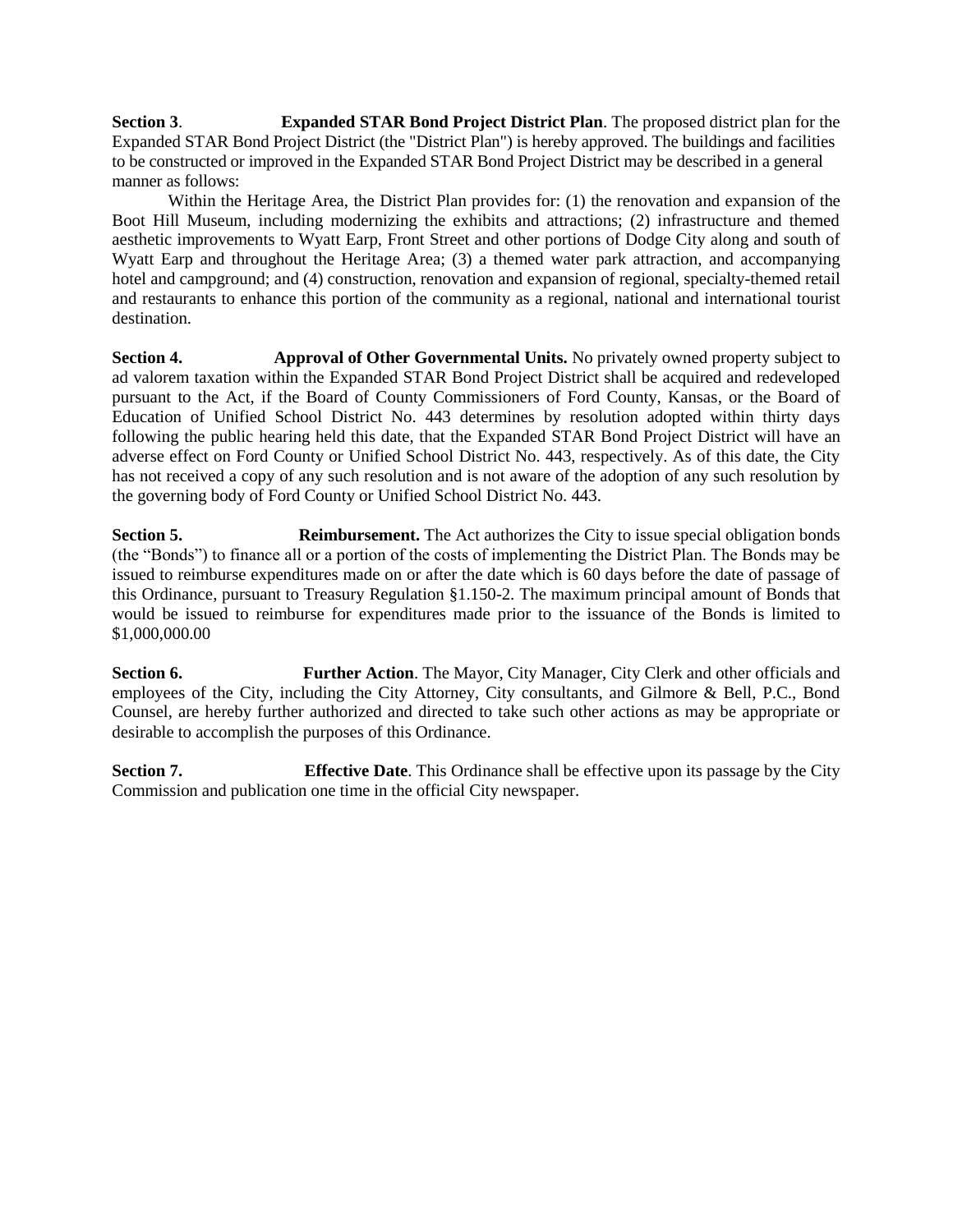**Section 3**. **Expanded STAR Bond Project District Plan**. The proposed district plan for the Expanded STAR Bond Project District (the "District Plan") is hereby approved. The buildings and facilities to be constructed or improved in the Expanded STAR Bond Project District may be described in a general manner as follows:

Within the Heritage Area, the District Plan provides for: (1) the renovation and expansion of the Boot Hill Museum, including modernizing the exhibits and attractions; (2) infrastructure and themed aesthetic improvements to Wyatt Earp, Front Street and other portions of Dodge City along and south of Wyatt Earp and throughout the Heritage Area; (3) a themed water park attraction, and accompanying hotel and campground; and (4) construction, renovation and expansion of regional, specialty-themed retail and restaurants to enhance this portion of the community as a regional, national and international tourist destination.

**Section 4.** **Approval of Other Governmental Units.** No privately owned property subject to ad valorem taxation within the Expanded STAR Bond Project District shall be acquired and redeveloped pursuant to the Act, if the Board of County Commissioners of Ford County, Kansas, or the Board of Education of Unified School District No. 443 determines by resolution adopted within thirty days following the public hearing held this date, that the Expanded STAR Bond Project District will have an adverse effect on Ford County or Unified School District No. 443, respectively. As of this date, the City has not received a copy of any such resolution and is not aware of the adoption of any such resolution by the governing body of Ford County or Unified School District No. 443.

**Section 5.** **Reimbursement.** The Act authorizes the City to issue special obligation bonds (the "Bonds") to finance all or a portion of the costs of implementing the District Plan. The Bonds may be issued to reimburse expenditures made on or after the date which is 60 days before the date of passage of this Ordinance, pursuant to Treasury Regulation §1.150-2. The maximum principal amount of Bonds that would be issued to reimburse for expenditures made prior to the issuance of the Bonds is limited to $1,000,000.00

**Section 6.** **Further Action**. The Mayor, City Manager, City Clerk and other officials and employees of the City, including the City Attorney, City consultants, and Gilmore & Bell, P.C., Bond Counsel, are hereby further authorized and directed to take such other actions as may be appropriate or desirable to accomplish the purposes of this Ordinance.

**Section 7.** **Effective Date**. This Ordinance shall be effective upon its passage by the City Commission and publication one time in the official City newspaper.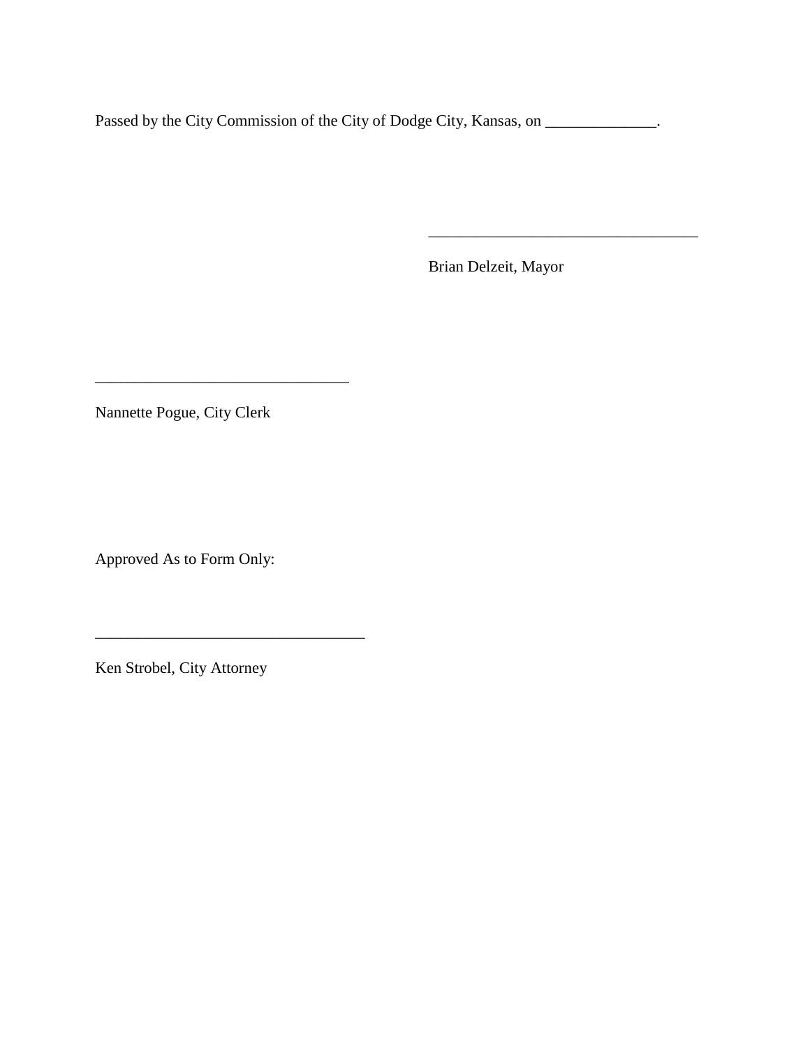Passed by the City Commission of the City of Dodge City, Kansas, on ______________.

__________________________________

Brian Delzeit, Mayor

________________________________

Nannette Pogue, City Clerk

Approved As to Form Only:

__________________________________

Ken Strobel, City Attorney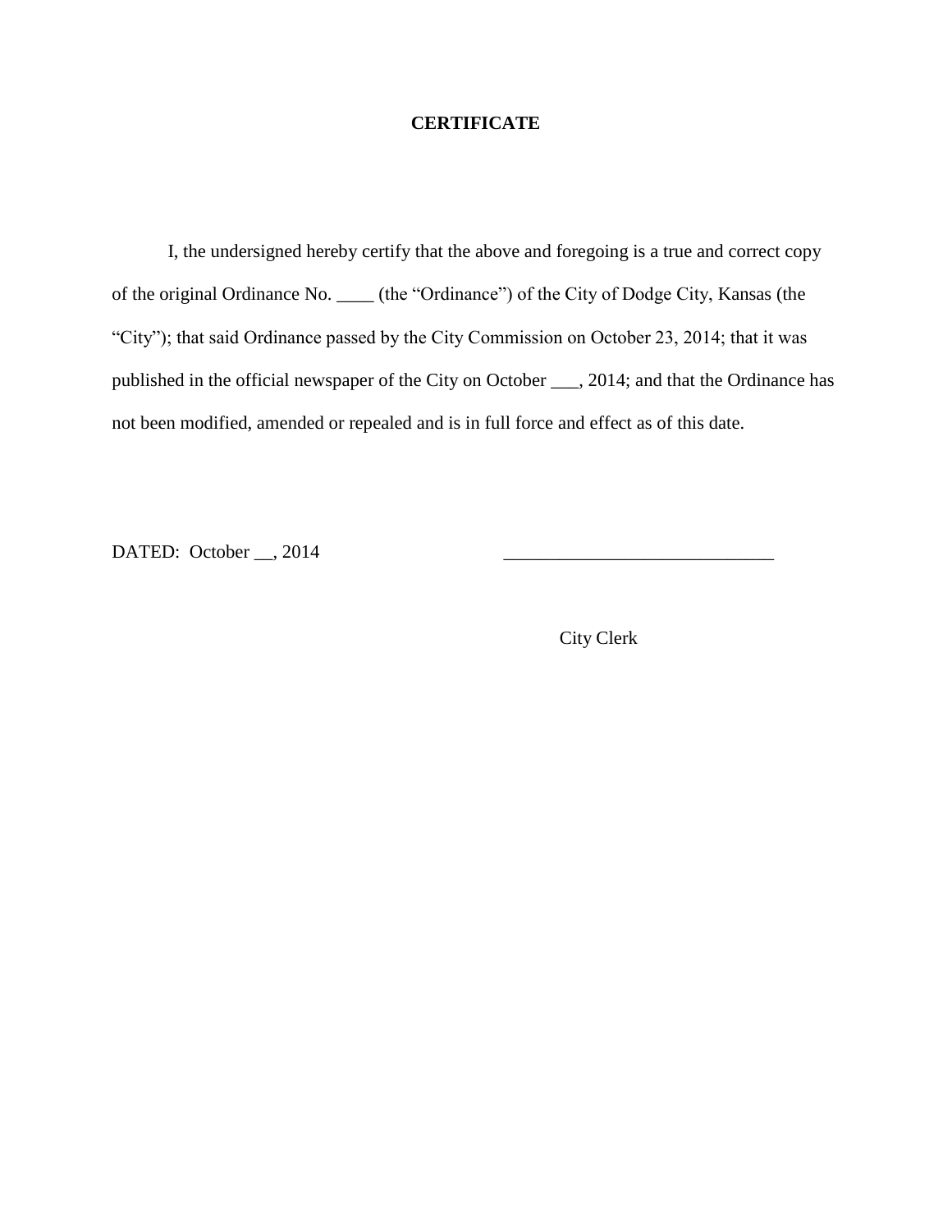# CERTIFICATE

I, the undersigned hereby certify that the above and foregoing is a true and correct copy of the original Ordinance No. ____ (the "Ordinance") of the City of Dodge City, Kansas (the "City"); that said Ordinance passed by the City Commission on October 23, 2014; that it was published in the official newspaper of the City on October ___, 2014; and that the Ordinance has not been modified, amended or repealed and is in full force and effect as of this date.

DATED: October __, 2014

_____________________________

City Clerk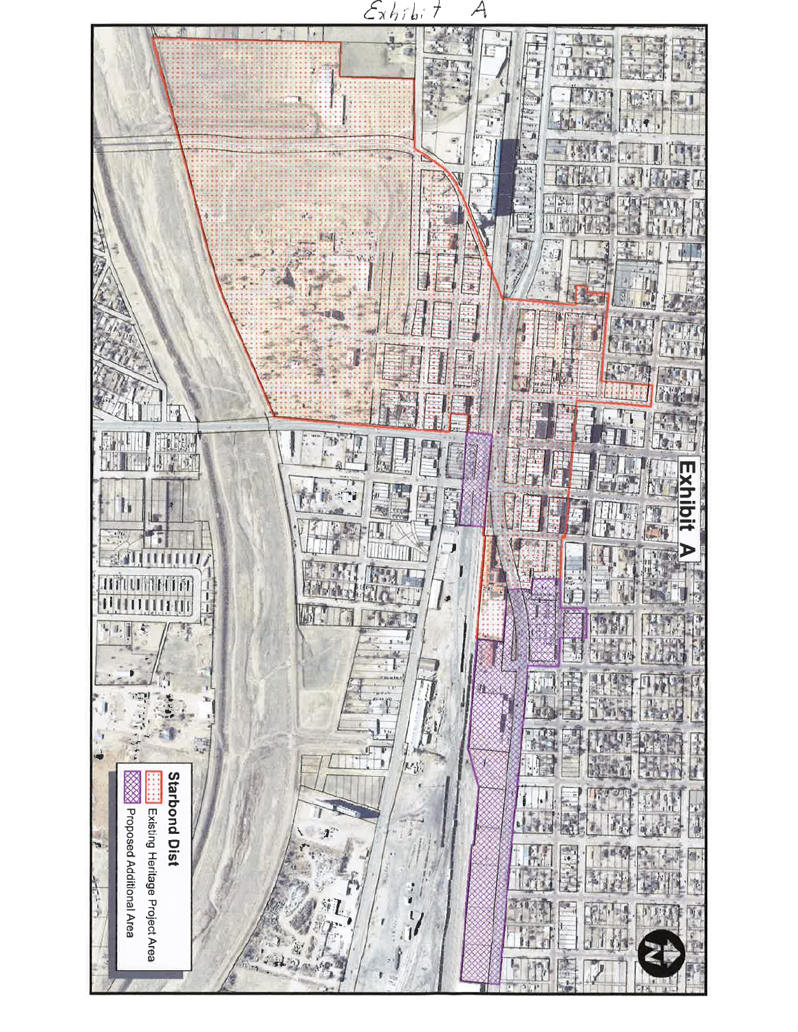Exhibit A

# Exhibit A

**Starbond Dist**

- Existing Heritage Project Area
- Proposed Additional Area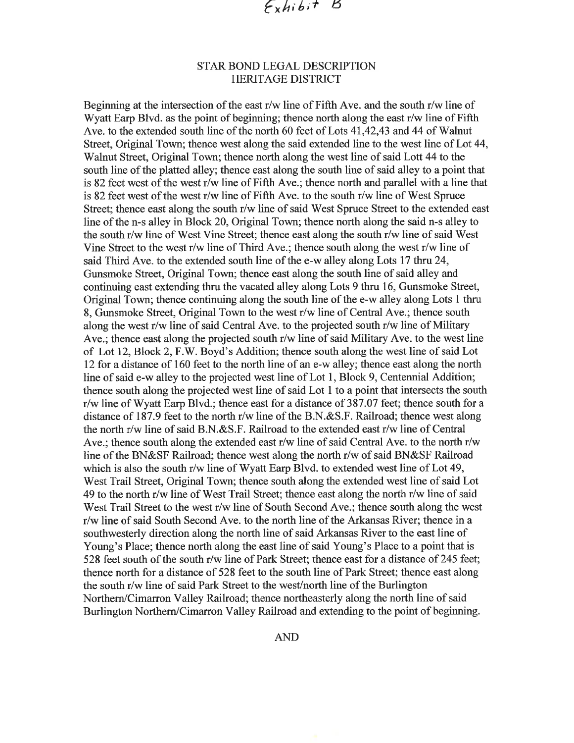*Exhibit B*

# STAR BOND LEGAL DESCRIPTION
## HERITAGE DISTRICT

Beginning at the intersection of the east r/w line of Fifth Ave. and the south r/w line of Wyatt Earp Blvd. as the point of beginning; thence north along the east r/w line of Fifth Ave. to the extended south line of the north 60 feet of Lots 41,42,43 and 44 of Walnut Street, Original Town; thence west along the said extended line to the west line of Lot 44, Walnut Street, Original Town; thence north along the west line of said Lott 44 to the south line of the platted alley; thence east along the south line of said alley to a point that is 82 feet west of the west r/w line of Fifth Ave.; thence north and parallel with a line that is 82 feet west of the west r/w line of Fifth Ave. to the south r/w line of West Spruce Street; thence east along the south r/w line of said West Spruce Street to the extended east line of the n-s alley in Block 20, Original Town; thence north along the said n-s alley to the south r/w line of West Vine Street; thence east along the south r/w line of said West Vine Street to the west r/w line of Third Ave.; thence south along the west r/w line of said Third Ave. to the extended south line of the e-w alley along Lots 17 thru 24, Gunsmoke Street, Original Town; thence east along the south line of said alley and continuing east extending thru the vacated alley along Lots 9 thru 16, Gunsmoke Street, Original Town; thence continuing along the south line of the e-w alley along Lots 1 thru 8, Gunsmoke Street, Original Town to the west r/w line of Central Ave.; thence south along the west r/w line of said Central Ave. to the projected south r/w line of Military Ave.; thence east along the projected south r/w line of said Military Ave. to the west line of Lot 12, Block 2, F.W. Boyd's Addition; thence south along the west line of said Lot 12 for a distance of 160 feet to the north line of an e-w alley; thence east along the north line of said e-w alley to the projected west line of Lot 1, Block 9, Centennial Addition; thence south along the projected west line of said Lot 1 to a point that intersects the south r/w line of Wyatt Earp Blvd.; thence east for a distance of 387.07 feet; thence south for a distance of 187.9 feet to the north r/w line of the B.N.&S.F. Railroad; thence west along the north r/w line of said B.N.&S.F. Railroad to the extended east r/w line of Central Ave.; thence south along the extended east r/w line of said Central Ave. to the north r/w line of the BN&SF Railroad; thence west along the north r/w of said BN&SF Railroad which is also the south r/w line of Wyatt Earp Blvd. to extended west line of Lot 49, West Trail Street, Original Town; thence south along the extended west line of said Lot 49 to the north r/w line of West Trail Street; thence east along the north r/w line of said West Trail Street to the west r/w line of South Second Ave.; thence south along the west r/w line of said South Second Ave. to the north line of the Arkansas River; thence in a southwesterly direction along the north line of said Arkansas River to the east line of Young's Place; thence north along the east line of said Young's Place to a point that is 528 feet south of the south r/w line of Park Street; thence east for a distance of 245 feet; thence north for a distance of 528 feet to the south line of Park Street; thence east along the south r/w line of said Park Street to the west/north line of the Burlington Northern/Cimarron Valley Railroad; thence northeasterly along the north line of said Burlington Northern/Cimarron Valley Railroad and extending to the point of beginning.

AND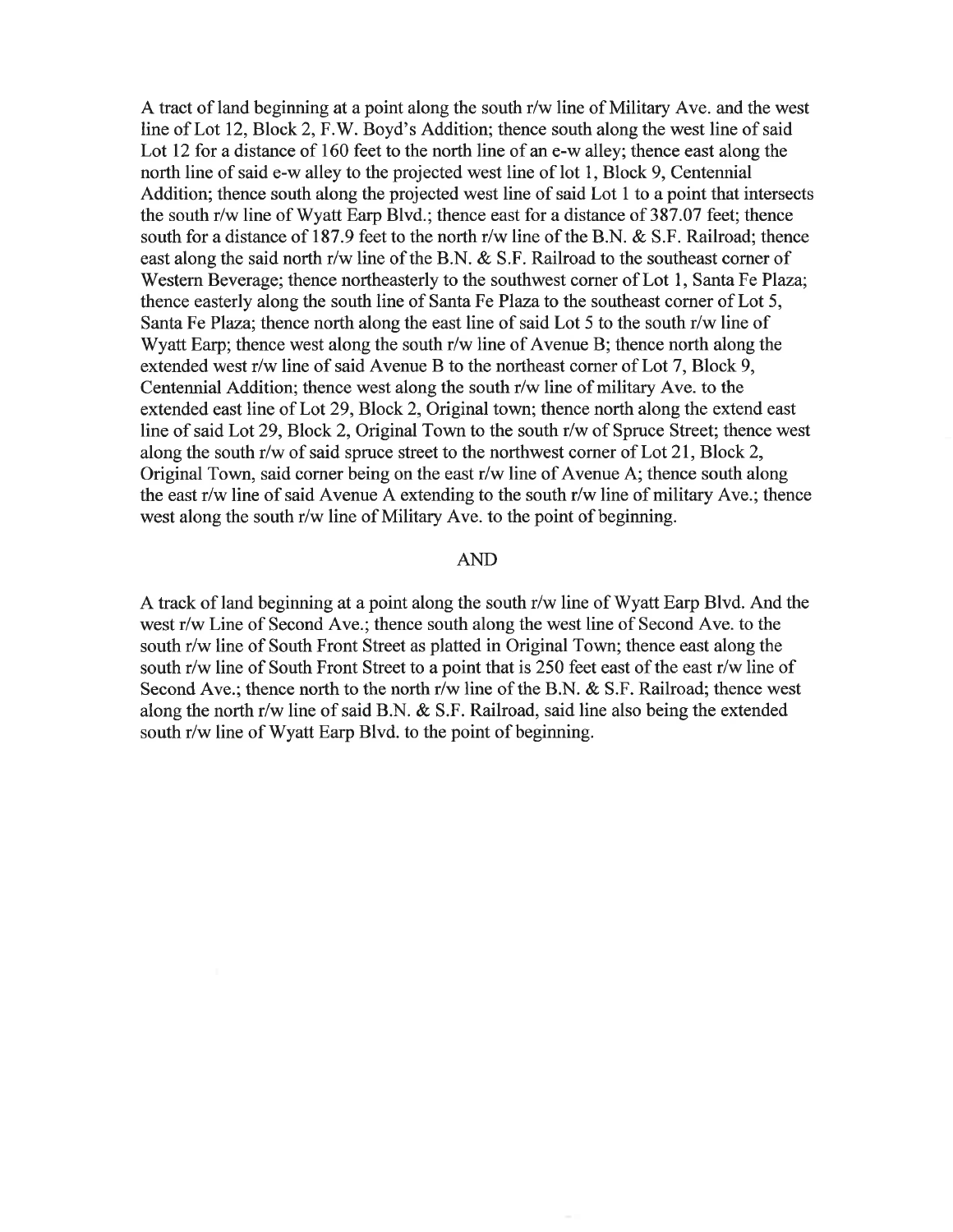A tract of land beginning at a point along the south r/w line of Military Ave. and the west line of Lot 12, Block 2, F.W. Boyd's Addition; thence south along the west line of said Lot 12 for a distance of 160 feet to the north line of an e-w alley; thence east along the north line of said e-w alley to the projected west line of lot 1, Block 9, Centennial Addition; thence south along the projected west line of said Lot 1 to a point that intersects the south r/w line of Wyatt Earp Blvd.; thence east for a distance of 387.07 feet; thence south for a distance of 187.9 feet to the north r/w line of the B.N. & S.F. Railroad; thence east along the said north r/w line of the B.N. & S.F. Railroad to the southeast corner of Western Beverage; thence northeasterly to the southwest corner of Lot 1, Santa Fe Plaza; thence easterly along the south line of Santa Fe Plaza to the southeast corner of Lot 5, Santa Fe Plaza; thence north along the east line of said Lot 5 to the south r/w line of Wyatt Earp; thence west along the south r/w line of Avenue B; thence north along the extended west r/w line of said Avenue B to the northeast corner of Lot 7, Block 9, Centennial Addition; thence west along the south r/w line of military Ave. to the extended east line of Lot 29, Block 2, Original town; thence north along the extend east line of said Lot 29, Block 2, Original Town to the south r/w of Spruce Street; thence west along the south r/w of said spruce street to the northwest corner of Lot 21, Block 2, Original Town, said corner being on the east r/w line of Avenue A; thence south along the east r/w line of said Avenue A extending to the south r/w line of military Ave.; thence west along the south r/w line of Military Ave. to the point of beginning.

AND

A track of land beginning at a point along the south r/w line of Wyatt Earp Blvd. And the west r/w Line of Second Ave.; thence south along the west line of Second Ave. to the south r/w line of South Front Street as platted in Original Town; thence east along the south r/w line of South Front Street to a point that is 250 feet east of the east r/w line of Second Ave.; thence north to the north r/w line of the B.N. & S.F. Railroad; thence west along the north r/w line of said B.N. & S.F. Railroad, said line also being the extended south r/w line of Wyatt Earp Blvd. to the point of beginning.